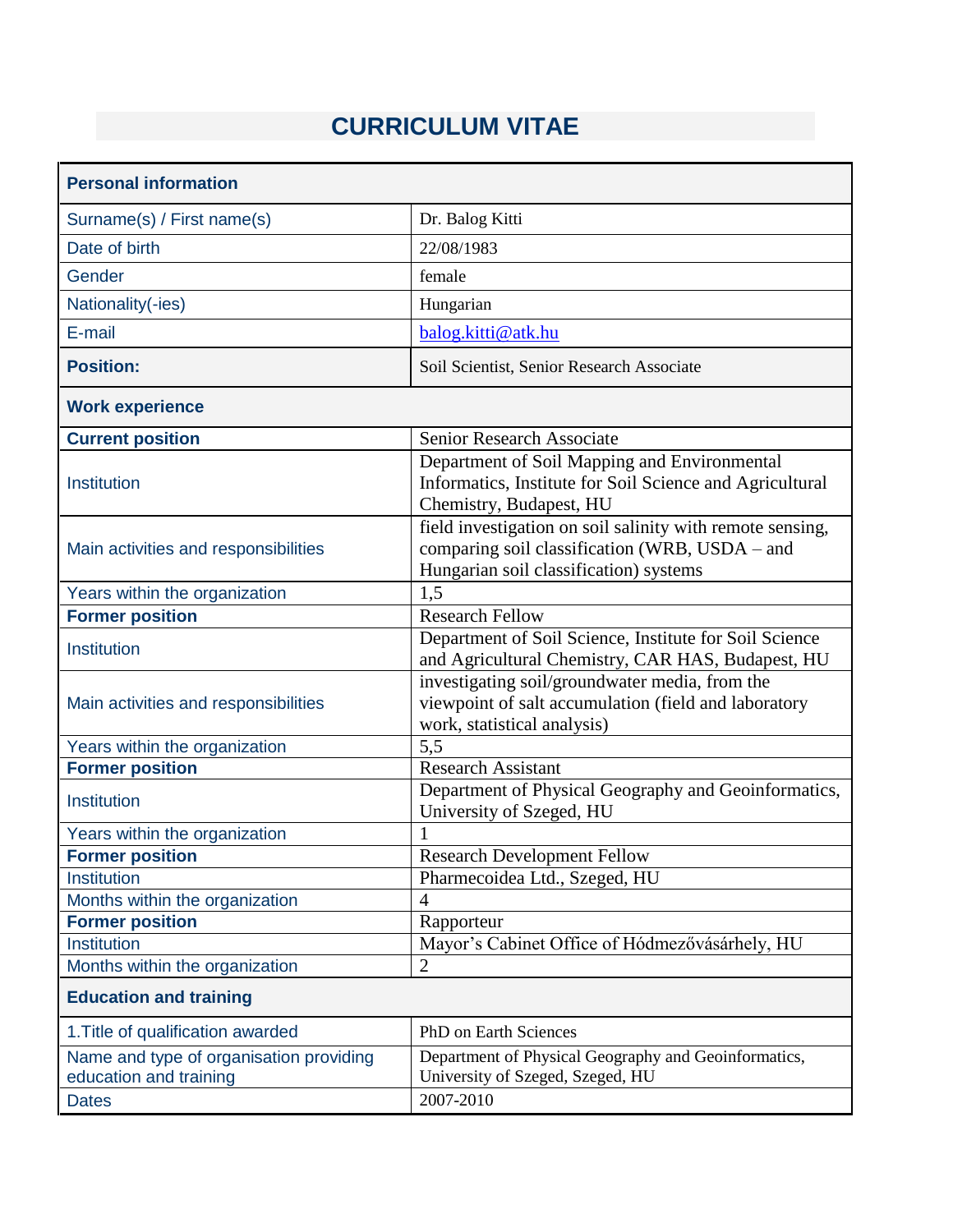# CURRICULUM VITAE

| **Personal information** | |
|---|---|
| Surname(s) / First name(s) | Dr. Balog Kitti |
| Date of birth | 22/08/1983 |
| Gender | female |
| Nationality(-ies) | Hungarian |
| E-mail | balog.kitti@atk.hu |
| **Position:** | Soil Scientist, Senior Research Associate |
| **Work experience** | |
| **Current position** | Senior Research Associate |
| Institution | Department of Soil Mapping and Environmental Informatics, Institute for Soil Science and Agricultural Chemistry, Budapest, HU |
| Main activities and responsibilities | field investigation on soil salinity with remote sensing, comparing soil classification (WRB, USDA – and Hungarian soil classification) systems |
| Years within the organization | 1,5 |
| **Former position** | Research Fellow |
| Institution | Department of Soil Science, Institute for Soil Science and Agricultural Chemistry, CAR HAS, Budapest, HU |
| Main activities and responsibilities | investigating soil/groundwater media, from the viewpoint of salt accumulation (field and laboratory work, statistical analysis) |
| Years within the organization | 5,5 |
| **Former position** | Research Assistant |
| Institution | Department of Physical Geography and Geoinformatics, University of Szeged, HU |
| Years within the organization | 1 |
| **Former position** | Research Development Fellow |
| Institution | Pharmecoidea Ltd., Szeged, HU |
| Months within the organization | 4 |
| **Former position** | Rapporteur |
| Institution | Mayor's Cabinet Office of Hódmezővásárhely, HU |
| Months within the organization | 2 |
| **Education and training** | |
| 1.Title of qualification awarded | PhD on Earth Sciences |
| Name and type of organisation providing education and training | Department of Physical Geography and Geoinformatics, University of Szeged, Szeged, HU |
| Dates | 2007-2010 |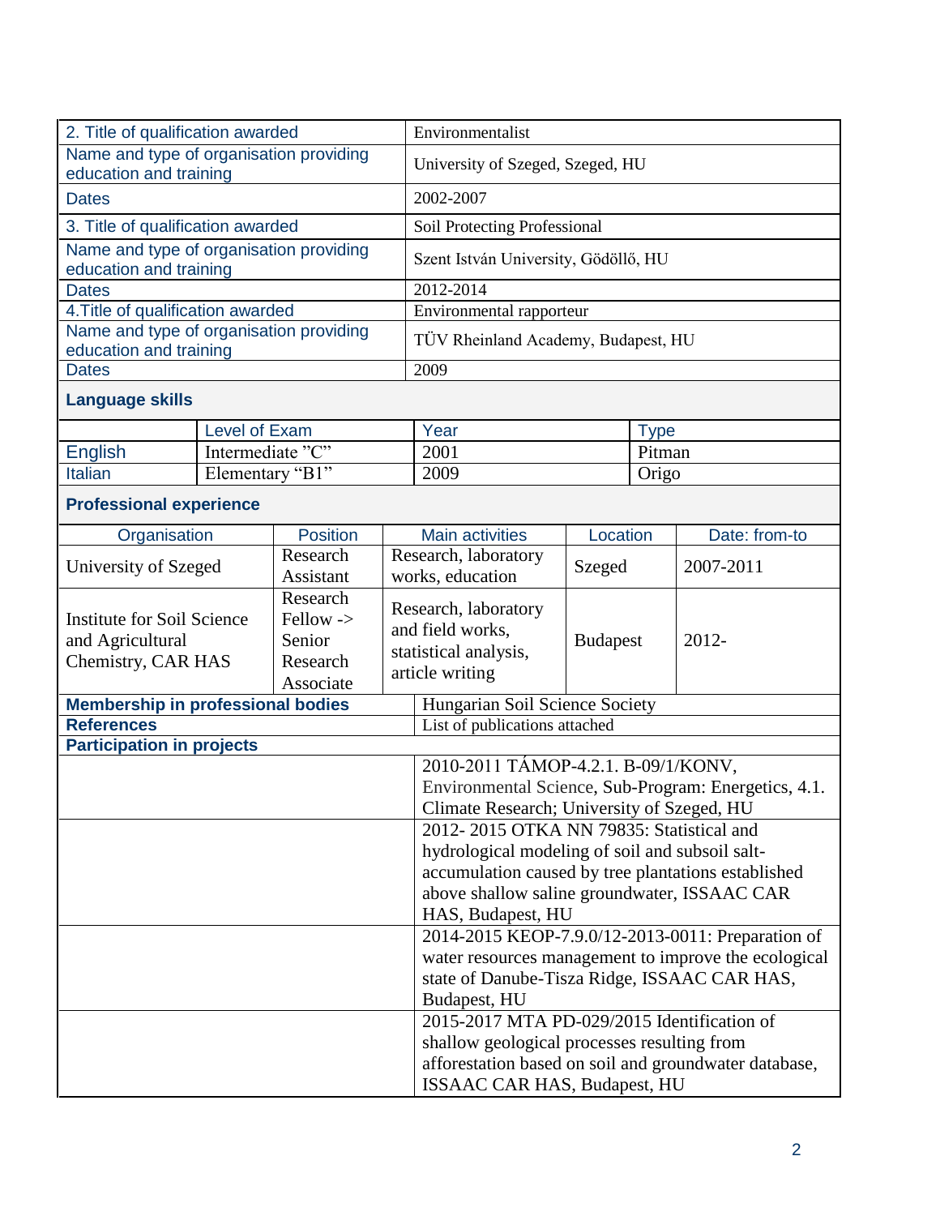| | |
|---|---|
| 2. Title of qualification awarded | Environmentalist |
| Name and type of organisation providing education and training | University of Szeged, Szeged, HU |
| Dates | 2002-2007 |
| 3. Title of qualification awarded | Soil Protecting Professional |
| Name and type of organisation providing education and training | Szent István University, Gödöllő, HU |
| Dates | 2012-2014 |
| 4.Title of qualification awarded | Environmental rapporteur |
| Name and type of organisation providing education and training | TÜV Rheinland Academy, Budapest, HU |
| Dates | 2009 |

### Language skills

| | Level of Exam | Year | Type |
|---|---|---|---|
| English | Intermediate "C" | 2001 | Pitman |
| Italian | Elementary "B1" | 2009 | Origo |

### Professional experience

| Organisation | Position | Main activities | Location | Date: from-to |
|---|---|---|---|---|
| University of Szeged | Research Assistant | Research, laboratory works, education | Szeged | 2007-2011 |
| Institute for Soil Science and Agricultural Chemistry, CAR HAS | Research Fellow -> Senior Research Associate | Research, laboratory and field works, statistical analysis, article writing | Budapest | 2012- |

| | |
|---|---|
| **Membership in professional bodies** | Hungarian Soil Science Society |
| **References** | List of publications attached |
| **Participation in projects** | |
| | 2010-2011 TÁMOP-4.2.1. B-09/1/KONV, Environmental Science, Sub-Program: Energetics, 4.1. Climate Research; University of Szeged, HU |
| | 2012- 2015 OTKA NN 79835: Statistical and hydrological modeling of soil and subsoil salt-accumulation caused by tree plantations established above shallow saline groundwater, ISSAAC CAR HAS, Budapest, HU |
| | 2014-2015 KEOP-7.9.0/12-2013-0011: Preparation of water resources management to improve the ecological state of Danube-Tisza Ridge, ISSAAC CAR HAS, Budapest, HU |
| | 2015-2017 MTA PD-029/2015 Identification of shallow geological processes resulting from afforestation based on soil and groundwater database, ISSAAC CAR HAS, Budapest, HU |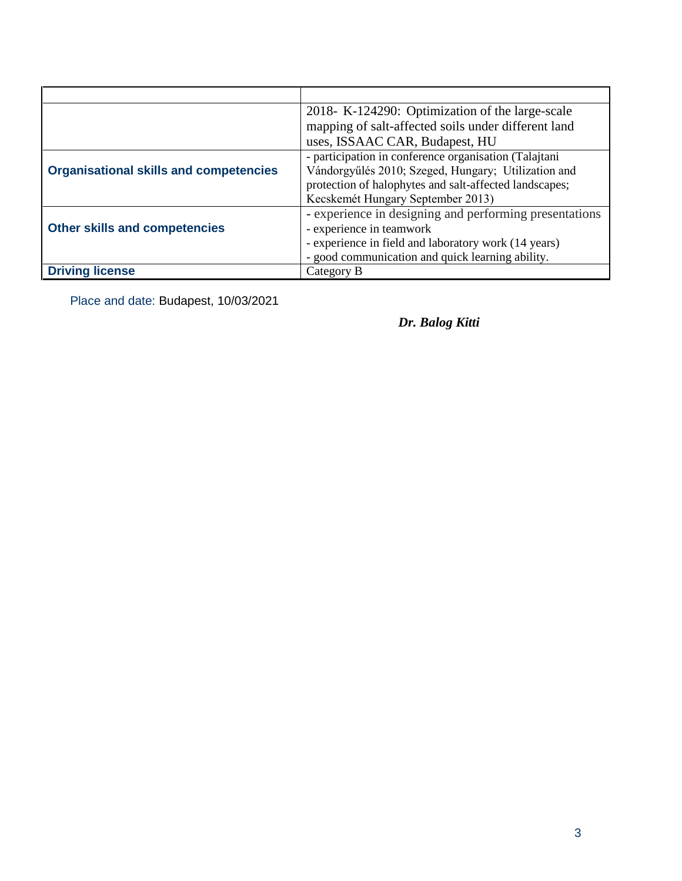| | |
|---|---|
| | 2018- K-124290: Optimization of the large-scale mapping of salt-affected soils under different land uses, ISSAAC CAR, Budapest, HU |
| **Organisational skills and competencies** | - participation in conference organisation (Talajtani Vándorgyűlés 2010; Szeged, Hungary; Utilization and protection of halophytes and salt-affected landscapes; Kecskemét Hungary September 2013) |
| **Other skills and competencies** | - experience in designing and performing presentations<br>- experience in teamwork<br>- experience in field and laboratory work (14 years)<br>- good communication and quick learning ability. |
| **Driving license** | Category B |

Place and date: Budapest, 10/03/2021

***Dr. Balog Kitti***